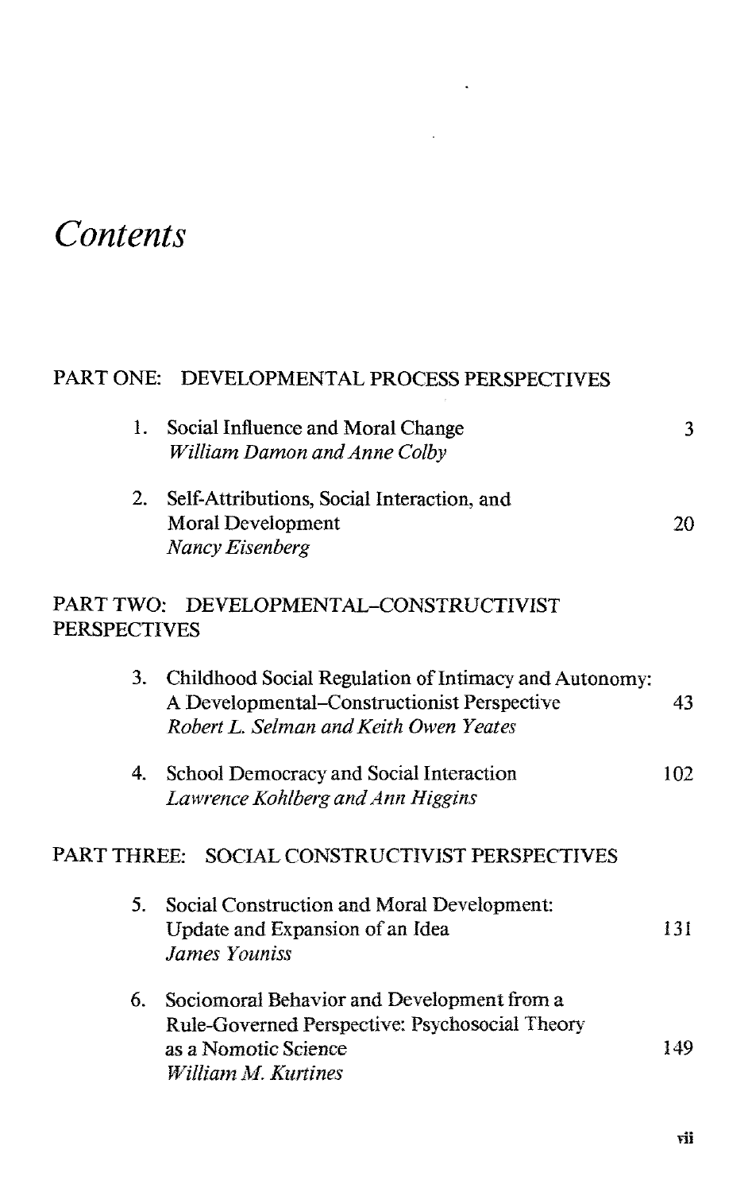# *Contents*

PART ONE: DEVELOPMENTAL PROCESS PERSPECTIVES

1. Social Influence and Moral Change — 3
   *William Damon and Anne Colby*

2. Self-Attributions, Social Interaction, and Moral Development — 20
   *Nancy Eisenberg*

PART TWO: DEVELOPMENTAL–CONSTRUCTIVIST PERSPECTIVES

3. Childhood Social Regulation of Intimacy and Autonomy: A Developmental–Constructionist Perspective — 43
   *Robert L. Selman and Keith Owen Yeates*

4. School Democracy and Social Interaction — 102
   *Lawrence Kohlberg and Ann Higgins*

PART THREE: SOCIAL CONSTRUCTIVIST PERSPECTIVES

5. Social Construction and Moral Development: Update and Expansion of an Idea — 131
   *James Youniss*

6. Sociomoral Behavior and Development from a Rule-Governed Perspective: Psychosocial Theory as a Nomotic Science — 149
   *William M. Kurtines*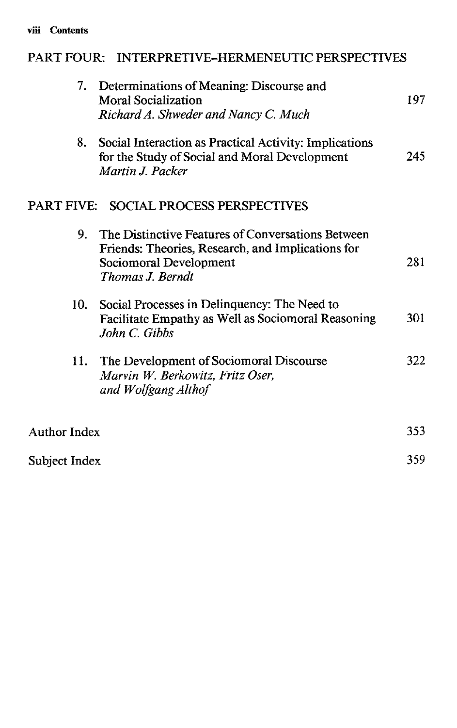## PART FOUR: INTERPRETIVE–HERMENEUTIC PERSPECTIVES

7. Determinations of Meaning: Discourse and Moral Socialization — 197
   *Richard A. Shweder and Nancy C. Much*

8. Social Interaction as Practical Activity: Implications for the Study of Social and Moral Development — 245
   *Martin J. Packer*

## PART FIVE: SOCIAL PROCESS PERSPECTIVES

9. The Distinctive Features of Conversations Between Friends: Theories, Research, and Implications for Sociomoral Development — 281
   *Thomas J. Berndt*

10. Social Processes in Delinquency: The Need to Facilitate Empathy as Well as Sociomoral Reasoning — 301
    *John C. Gibbs*

11. The Development of Sociomoral Discourse — 322
    *Marvin W. Berkowitz, Fritz Oser, and Wolfgang Althof*

Author Index — 353

Subject Index — 359